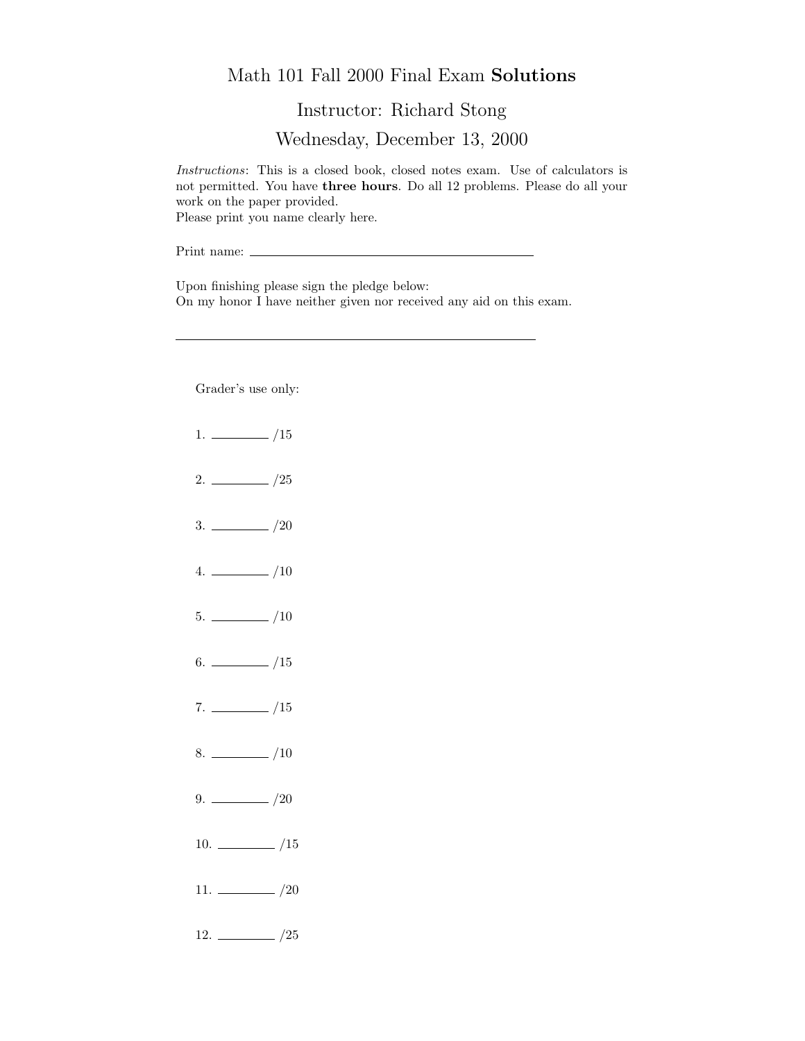# Math 101 Fall 2000 Final Exam **Solutions**

## Instructor: Richard Stong

## Wednesday, December 13, 2000

*Instructions*: This is a closed book, closed notes exam. Use of calculators is not permitted. You have **three hours**. Do all 12 problems. Please do all your work on the paper provided.
Please print you name clearly here.

Print name: ________________________________________

Upon finishing please sign the pledge below:
On my honor I have neither given nor received any aid on this exam.

________________________________________

Grader's use only:

1. ________ /15

2. ________ /25

3. ________ /20

4. ________ /10

5. ________ /10

6. ________ /15

7. ________ /15

8. ________ /10

9. ________ /20

10. ________ /15

11. ________ /20

12. ________ /25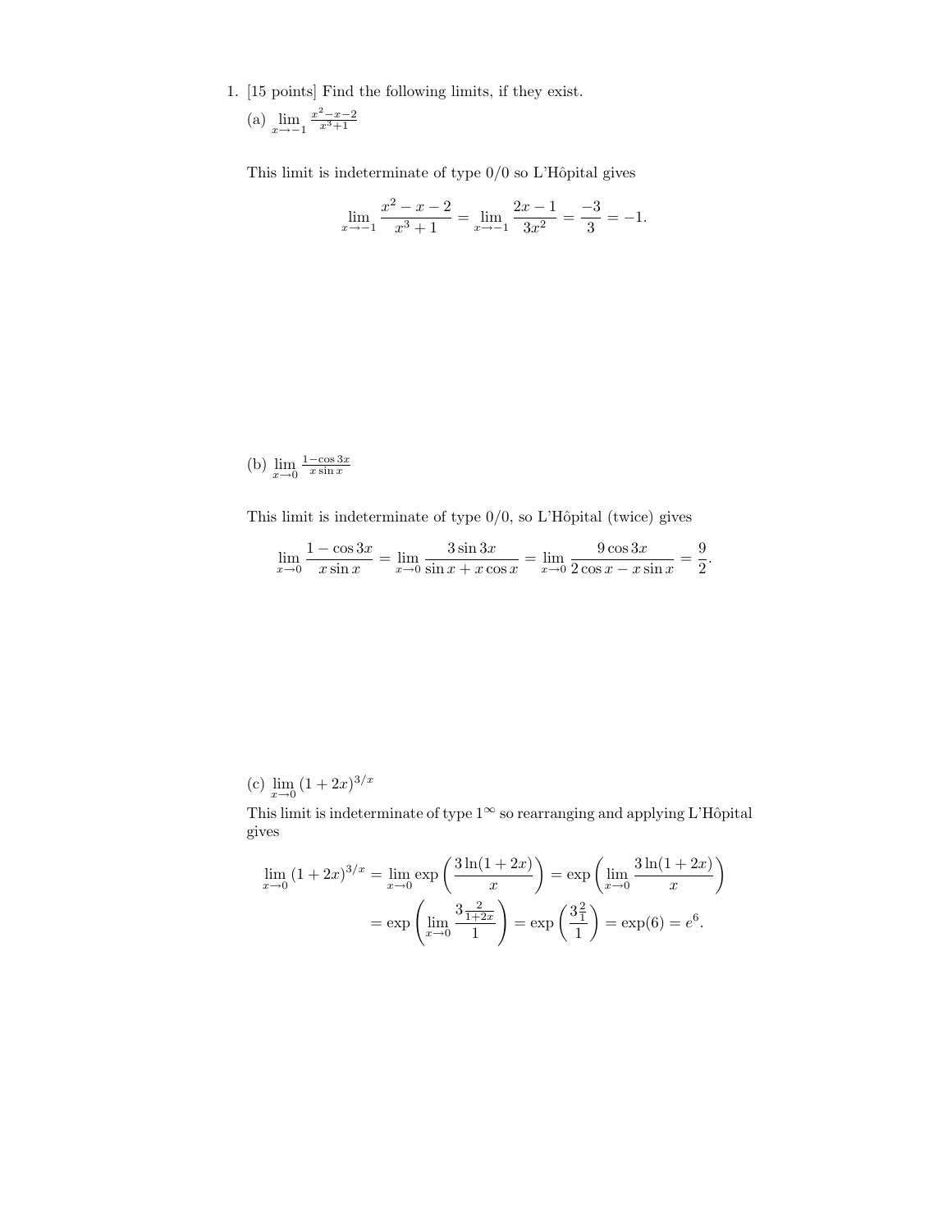1. [15 points] Find the following limits, if they exist.

(a) $\lim\limits_{x \to -1} \frac{x^2-x-2}{x^3+1}$

This limit is indeterminate of type 0/0 so L'Hôpital gives

$$\lim_{x \to -1} \frac{x^2-x-2}{x^3+1} = \lim_{x \to -1} \frac{2x-1}{3x^2} = \frac{-3}{3} = -1.$$

(b) $\lim\limits_{x \to 0} \frac{1-\cos 3x}{x \sin x}$

This limit is indeterminate of type 0/0, so L'Hôpital (twice) gives

$$\lim_{x \to 0} \frac{1-\cos 3x}{x \sin x} = \lim_{x \to 0} \frac{3 \sin 3x}{\sin x + x \cos x} = \lim_{x \to 0} \frac{9 \cos 3x}{2 \cos x - x \sin x} = \frac{9}{2}.$$

(c) $\lim\limits_{x \to 0} (1+2x)^{3/x}$

This limit is indeterminate of type $1^\infty$ so rearranging and applying L'Hôpital gives

$$\begin{aligned}
\lim_{x \to 0} (1+2x)^{3/x} &= \lim_{x \to 0} \exp\left(\frac{3\ln(1+2x)}{x}\right) = \exp\left(\lim_{x \to 0} \frac{3\ln(1+2x)}{x}\right) \\
&= \exp\left(\lim_{x \to 0} \frac{3\frac{2}{1+2x}}{1}\right) = \exp\left(\frac{3\frac{2}{1}}{1}\right) = \exp(6) = e^6.
\end{aligned}$$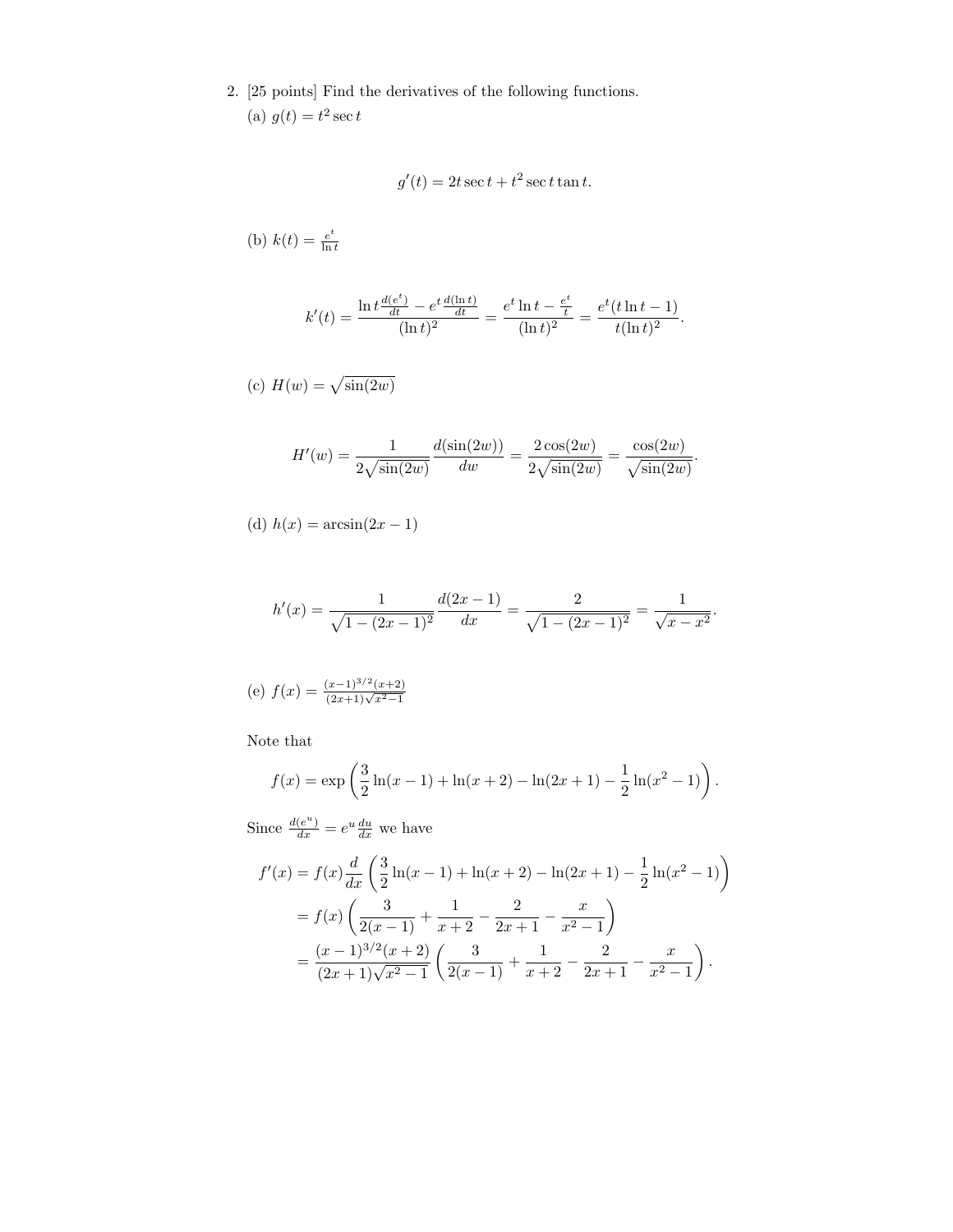2. [25 points] Find the derivatives of the following functions.

(a) $g(t) = t^2 \sec t$

$$g'(t) = 2t \sec t + t^2 \sec t \tan t.$$

(b) $k(t) = \frac{e^t}{\ln t}$

$$k'(t) = \frac{\ln t \frac{d(e^t)}{dt} - e^t \frac{d(\ln t)}{dt}}{(\ln t)^2} = \frac{e^t \ln t - \frac{e^t}{t}}{(\ln t)^2} = \frac{e^t(t \ln t - 1)}{t(\ln t)^2}.$$

(c) $H(w) = \sqrt{\sin(2w)}$

$$H'(w) = \frac{1}{2\sqrt{\sin(2w)}} \frac{d(\sin(2w))}{dw} = \frac{2\cos(2w)}{2\sqrt{\sin(2w)}} = \frac{\cos(2w)}{\sqrt{\sin(2w)}}.$$

(d) $h(x) = \arcsin(2x - 1)$

$$h'(x) = \frac{1}{\sqrt{1 - (2x-1)^2}} \frac{d(2x-1)}{dx} = \frac{2}{\sqrt{1-(2x-1)^2}} = \frac{1}{\sqrt{x - x^2}}.$$

(e) $f(x) = \frac{(x-1)^{3/2}(x+2)}{(2x+1)\sqrt{x^2-1}}$

Note that

$$f(x) = \exp\left(\frac{3}{2}\ln(x-1) + \ln(x+2) - \ln(2x+1) - \frac{1}{2}\ln(x^2-1)\right).$$

Since $\frac{d(e^u)}{dx} = e^u \frac{du}{dx}$ we have

$$\begin{aligned}
f'(x) &= f(x) \frac{d}{dx}\left(\frac{3}{2}\ln(x-1) + \ln(x+2) - \ln(2x+1) - \frac{1}{2}\ln(x^2-1)\right) \\
&= f(x)\left(\frac{3}{2(x-1)} + \frac{1}{x+2} - \frac{2}{2x+1} - \frac{x}{x^2-1}\right) \\
&= \frac{(x-1)^{3/2}(x+2)}{(2x+1)\sqrt{x^2-1}}\left(\frac{3}{2(x-1)} + \frac{1}{x+2} - \frac{2}{2x+1} - \frac{x}{x^2-1}\right).
\end{aligned}$$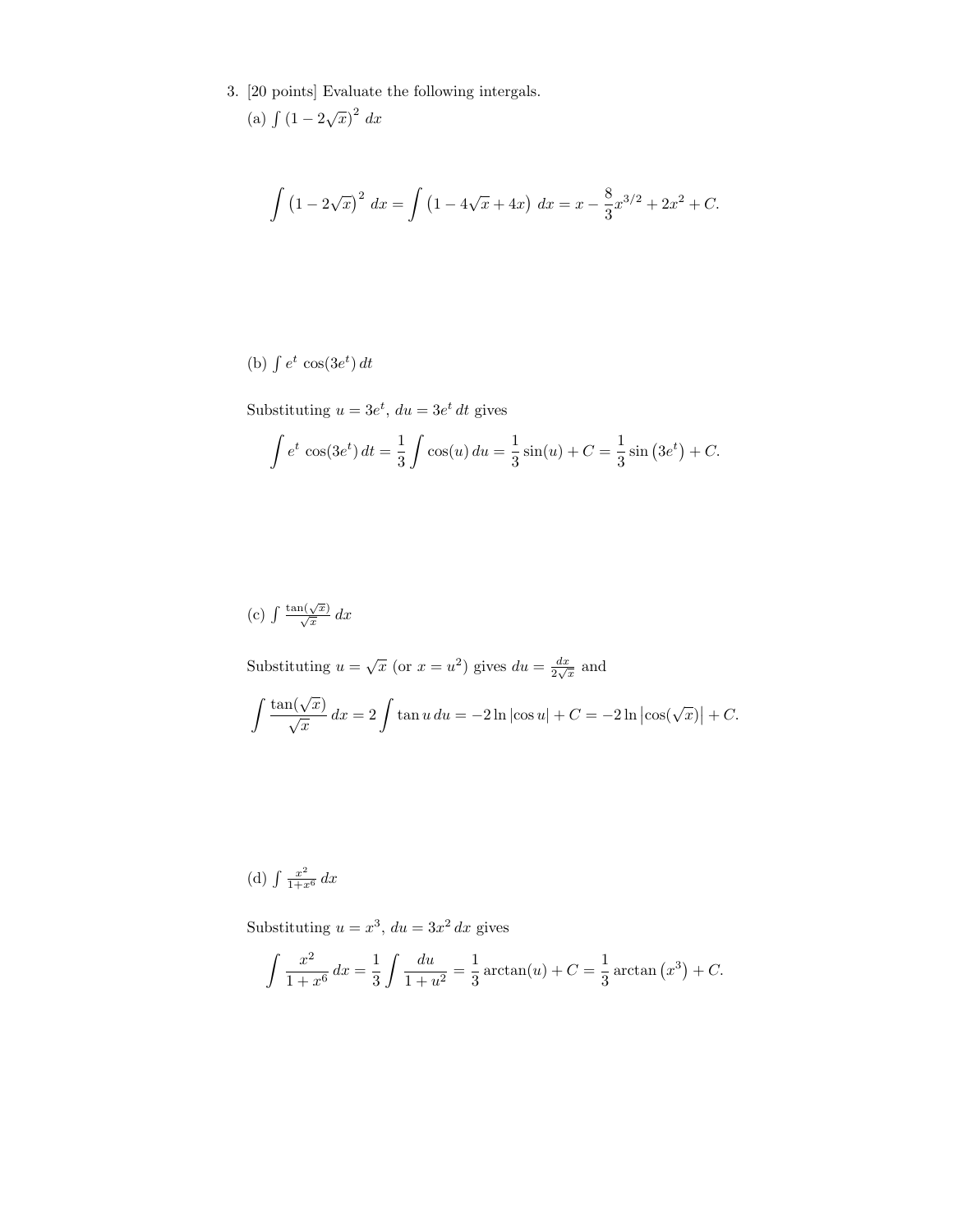3. [20 points] Evaluate the following intergals.

(a) $\int \left(1 - 2\sqrt{x}\right)^2 \, dx$

$$\int \left(1 - 2\sqrt{x}\right)^2 \, dx = \int \left(1 - 4\sqrt{x} + 4x\right) \, dx = x - \frac{8}{3}x^{3/2} + 2x^2 + C.$$

(b) $\int e^t \cos(3e^t) \, dt$

Substituting $u = 3e^t$, $du = 3e^t \, dt$ gives

$$\int e^t \cos(3e^t) \, dt = \frac{1}{3} \int \cos(u) \, du = \frac{1}{3} \sin(u) + C = \frac{1}{3} \sin\left(3e^t\right) + C.$$

(c) $\int \frac{\tan(\sqrt{x})}{\sqrt{x}} \, dx$

Substituting $u = \sqrt{x}$ (or $x = u^2$) gives $du = \frac{dx}{2\sqrt{x}}$ and

$$\int \frac{\tan(\sqrt{x})}{\sqrt{x}} \, dx = 2 \int \tan u \, du = -2 \ln |\cos u| + C = -2 \ln \left|\cos(\sqrt{x})\right| + C.$$

(d) $\int \frac{x^2}{1+x^6} \, dx$

Substituting $u = x^3$, $du = 3x^2 \, dx$ gives

$$\int \frac{x^2}{1 + x^6} \, dx = \frac{1}{3} \int \frac{du}{1 + u^2} = \frac{1}{3} \arctan(u) + C = \frac{1}{3} \arctan\left(x^3\right) + C.$$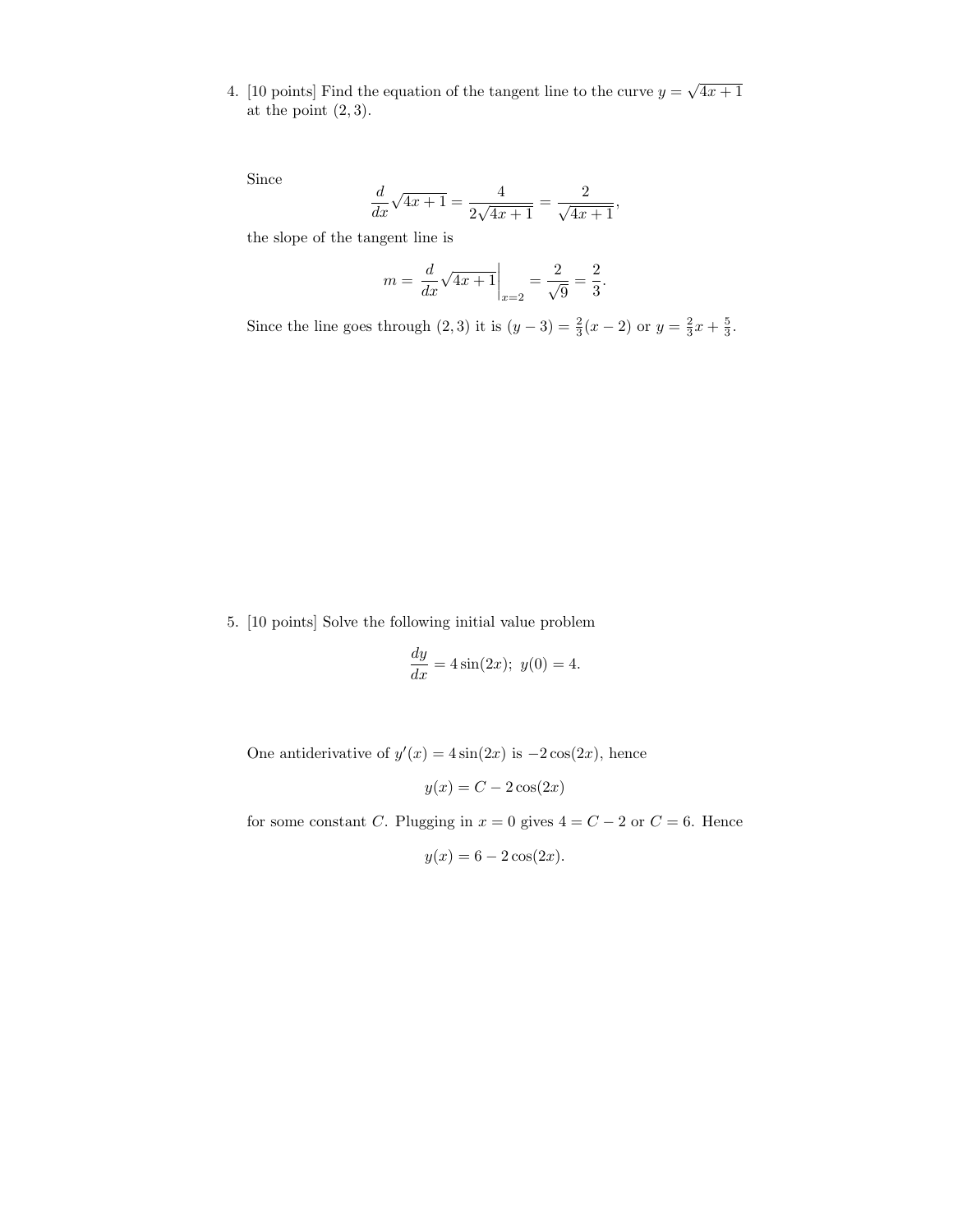4. [10 points] Find the equation of the tangent line to the curve $y = \sqrt{4x+1}$ at the point $(2, 3)$.

Since

$$\frac{d}{dx}\sqrt{4x+1} = \frac{4}{2\sqrt{4x+1}} = \frac{2}{\sqrt{4x+1}},$$

the slope of the tangent line is

$$m = \left.\frac{d}{dx}\sqrt{4x+1}\right|_{x=2} = \frac{2}{\sqrt{9}} = \frac{2}{3}.$$

Since the line goes through $(2, 3)$ it is $(y-3) = \frac{2}{3}(x-2)$ or $y = \frac{2}{3}x + \frac{5}{3}$.

5. [10 points] Solve the following initial value problem

$$\frac{dy}{dx} = 4\sin(2x);\ y(0) = 4.$$

One antiderivative of $y'(x) = 4\sin(2x)$ is $-2\cos(2x)$, hence

$$y(x) = C - 2\cos(2x)$$

for some constant $C$. Plugging in $x = 0$ gives $4 = C - 2$ or $C = 6$. Hence

$$y(x) = 6 - 2\cos(2x).$$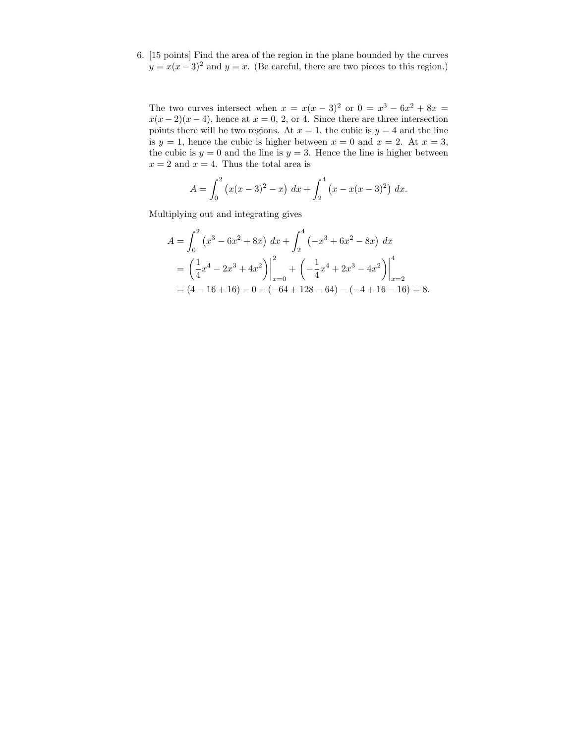6. [15 points] Find the area of the region in the plane bounded by the curves $y = x(x-3)^2$ and $y = x$. (Be careful, there are two pieces to this region.)

The two curves intersect when $x = x(x-3)^2$ or $0 = x^3 - 6x^2 + 8x = x(x-2)(x-4)$, hence at $x = 0$, $2$, or $4$. Since there are three intersection points there will be two regions. At $x = 1$, the cubic is $y = 4$ and the line is $y = 1$, hence the cubic is higher between $x = 0$ and $x = 2$. At $x = 3$, the cubic is $y = 0$ and the line is $y = 3$. Hence the line is higher between $x = 2$ and $x = 4$. Thus the total area is

$$A = \int_0^2 \left(x(x-3)^2 - x\right)\,dx + \int_2^4 \left(x - x(x-3)^2\right)\,dx.$$

Multiplying out and integrating gives

$$\begin{aligned}
A &= \int_0^2 \left(x^3 - 6x^2 + 8x\right)\,dx + \int_2^4 \left(-x^3 + 6x^2 - 8x\right)\,dx \\
&= \left(\frac{1}{4}x^4 - 2x^3 + 4x^2\right)\Bigg|_{x=0}^{2} + \left(-\frac{1}{4}x^4 + 2x^3 - 4x^2\right)\Bigg|_{x=2}^{4} \\
&= (4 - 16 + 16) - 0 + (-64 + 128 - 64) - (-4 + 16 - 16) = 8.
\end{aligned}$$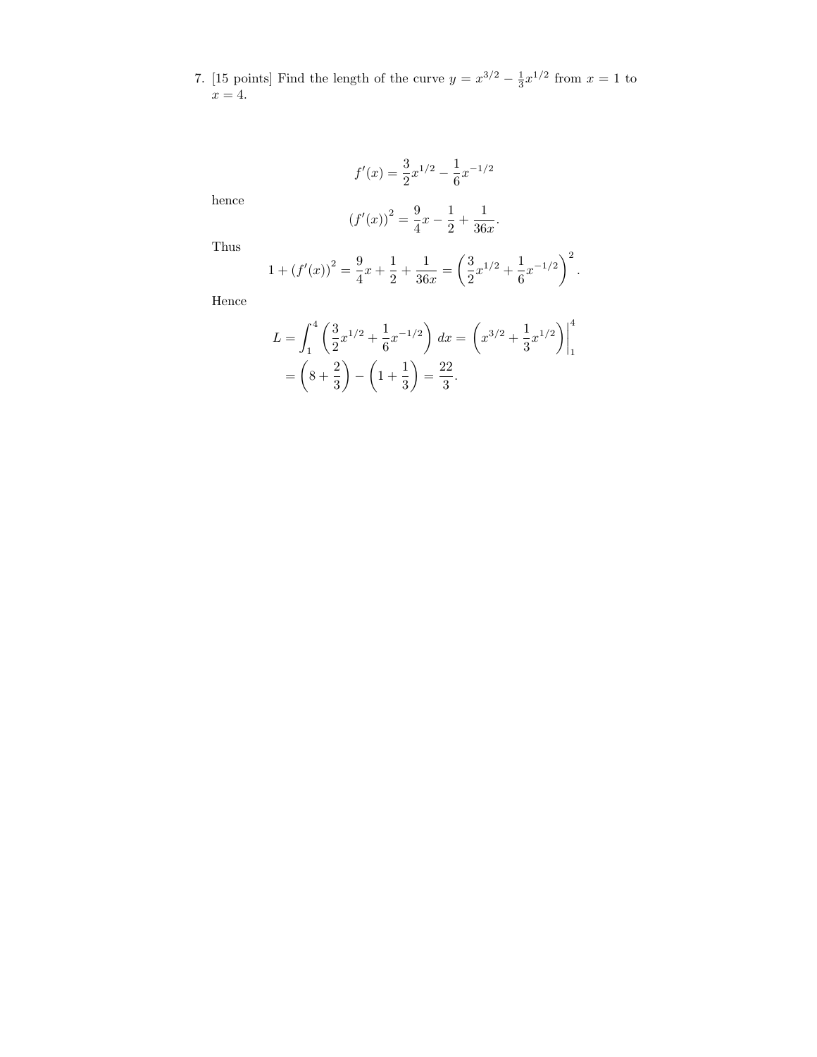7. [15 points] Find the length of the curve $y = x^{3/2} - \frac{1}{3}x^{1/2}$ from $x = 1$ to $x = 4$.

$$f'(x) = \frac{3}{2}x^{1/2} - \frac{1}{6}x^{-1/2}$$

hence

$$\left(f'(x)\right)^2 = \frac{9}{4}x - \frac{1}{2} + \frac{1}{36x}.$$

Thus

$$1 + \left(f'(x)\right)^2 = \frac{9}{4}x + \frac{1}{2} + \frac{1}{36x} = \left(\frac{3}{2}x^{1/2} + \frac{1}{6}x^{-1/2}\right)^2.$$

Hence

$$\begin{aligned} L &= \int_1^4 \left(\frac{3}{2}x^{1/2} + \frac{1}{6}x^{-1/2}\right) dx = \left(x^{3/2} + \frac{1}{3}x^{1/2}\right)\Big|_1^4 \\ &= \left(8 + \frac{2}{3}\right) - \left(1 + \frac{1}{3}\right) = \frac{22}{3}. \end{aligned}$$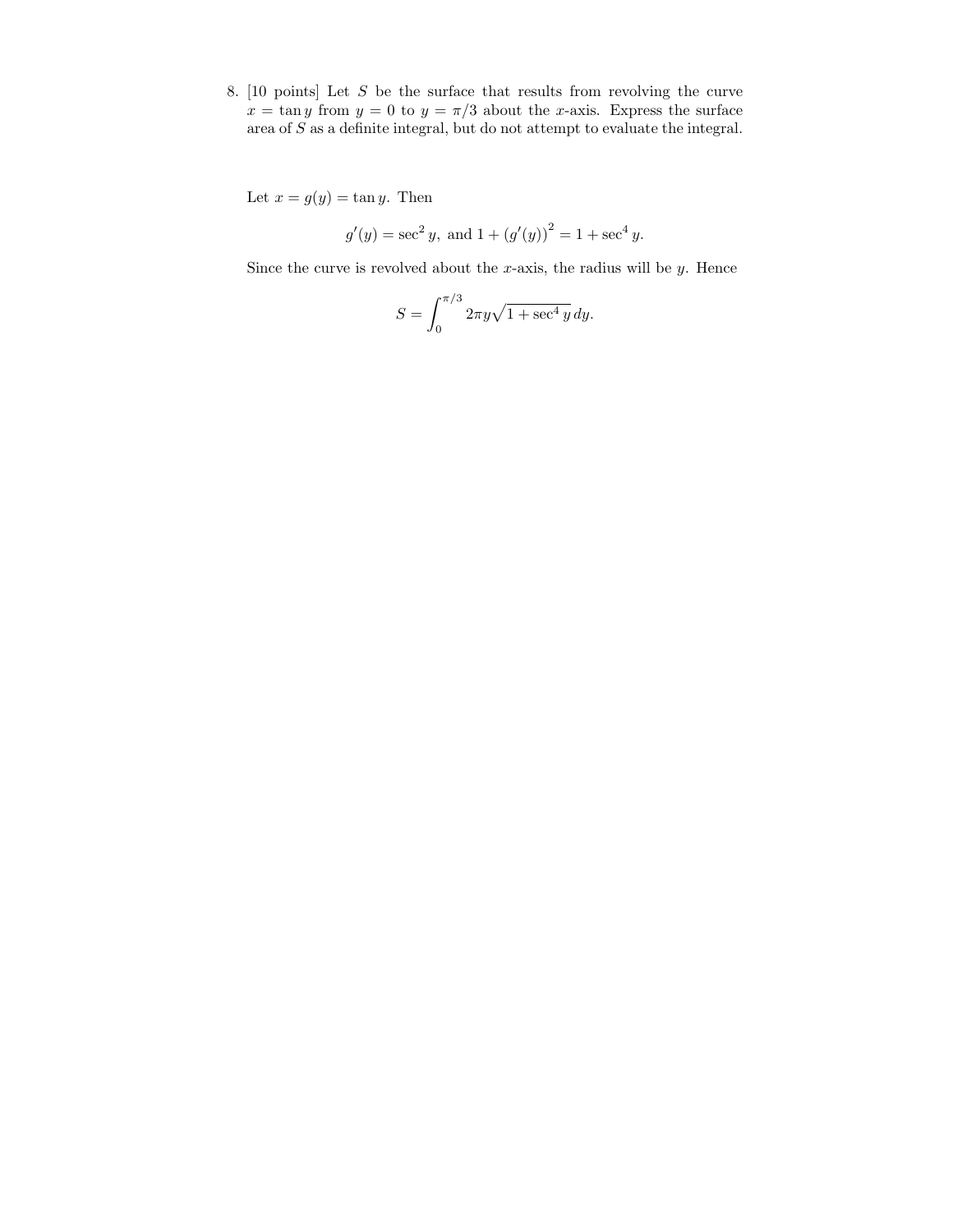8. [10 points] Let $S$ be the surface that results from revolving the curve $x = \tan y$ from $y = 0$ to $y = \pi/3$ about the $x$-axis. Express the surface area of $S$ as a definite integral, but do not attempt to evaluate the integral.

Let $x = g(y) = \tan y$. Then

$$g'(y) = \sec^2 y, \text{ and } 1 + \left(g'(y)\right)^2 = 1 + \sec^4 y.$$

Since the curve is revolved about the $x$-axis, the radius will be $y$. Hence

$$S = \int_0^{\pi/3} 2\pi y \sqrt{1 + \sec^4 y}\, dy.$$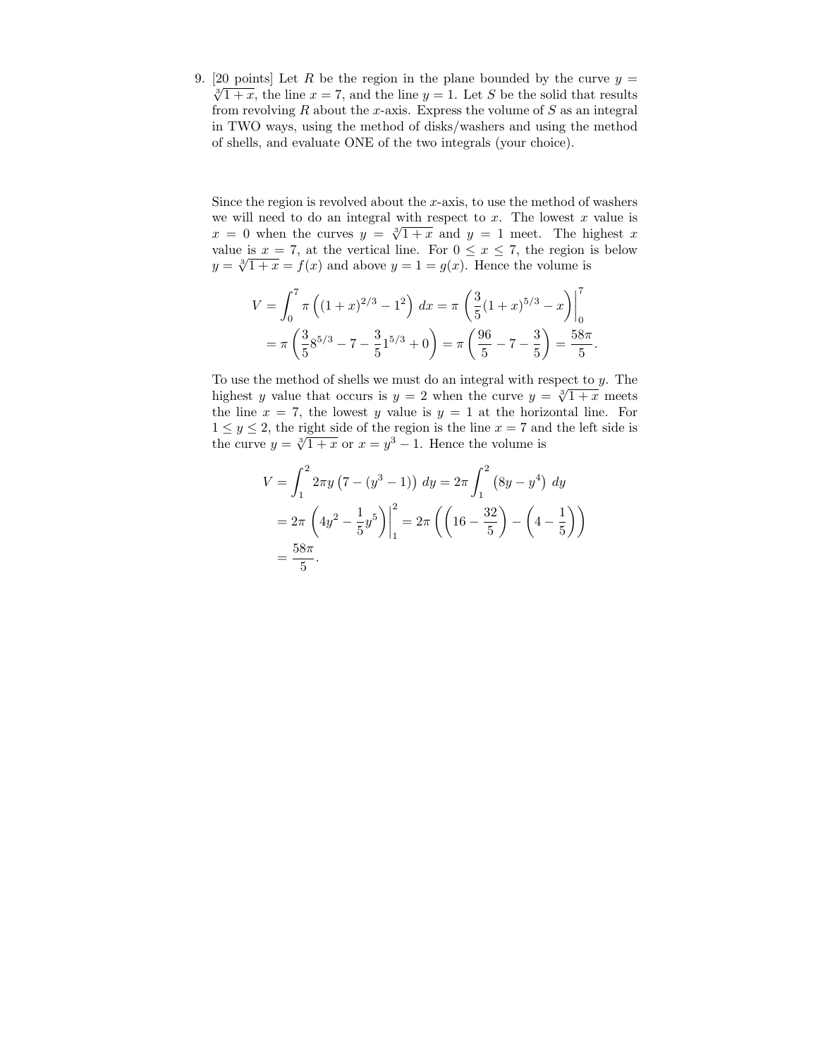9. [20 points] Let $R$ be the region in the plane bounded by the curve $y = \sqrt[3]{1+x}$, the line $x = 7$, and the line $y = 1$. Let $S$ be the solid that results from revolving $R$ about the $x$-axis. Express the volume of $S$ as an integral in TWO ways, using the method of disks/washers and using the method of shells, and evaluate ONE of the two integrals (your choice).

Since the region is revolved about the $x$-axis, to use the method of washers we will need to do an integral with respect to $x$. The lowest $x$ value is $x = 0$ when the curves $y = \sqrt[3]{1+x}$ and $y = 1$ meet. The highest $x$ value is $x = 7$, at the vertical line. For $0 \le x \le 7$, the region is below $y = \sqrt[3]{1+x} = f(x)$ and above $y = 1 = g(x)$. Hence the volume is

$$
\begin{aligned}
V &= \int_0^7 \pi \left( (1+x)^{2/3} - 1^2 \right) \, dx = \pi \left( \frac{3}{5}(1+x)^{5/3} - x \right) \Big|_0^7 \\
&= \pi \left( \frac{3}{5} 8^{5/3} - 7 - \frac{3}{5} 1^{5/3} + 0 \right) = \pi \left( \frac{96}{5} - 7 - \frac{3}{5} \right) = \frac{58\pi}{5}.
\end{aligned}
$$

To use the method of shells we must do an integral with respect to $y$. The highest $y$ value that occurs is $y = 2$ when the curve $y = \sqrt[3]{1+x}$ meets the line $x = 7$, the lowest $y$ value is $y = 1$ at the horizontal line. For $1 \le y \le 2$, the right side of the region is the line $x = 7$ and the left side is the curve $y = \sqrt[3]{1+x}$ or $x = y^3 - 1$. Hence the volume is

$$
\begin{aligned}
V &= \int_1^2 2\pi y \left( 7 - (y^3 - 1) \right) \, dy = 2\pi \int_1^2 \left( 8y - y^4 \right) \, dy \\
&= 2\pi \left( 4y^2 - \frac{1}{5} y^5 \right) \Big|_1^2 = 2\pi \left( \left( 16 - \frac{32}{5} \right) - \left( 4 - \frac{1}{5} \right) \right) \\
&= \frac{58\pi}{5}.
\end{aligned}
$$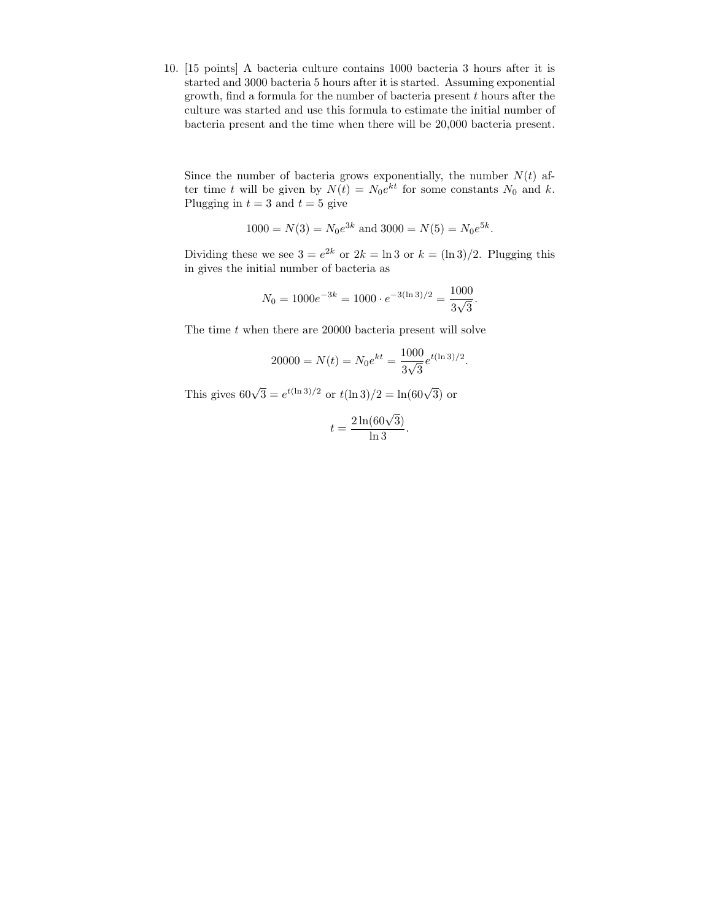10. [15 points] A bacteria culture contains 1000 bacteria 3 hours after it is started and 3000 bacteria 5 hours after it is started. Assuming exponential growth, find a formula for the number of bacteria present $t$ hours after the culture was started and use this formula to estimate the initial number of bacteria present and the time when there will be 20,000 bacteria present.

Since the number of bacteria grows exponentially, the number $N(t)$ after time $t$ will be given by $N(t) = N_0 e^{kt}$ for some constants $N_0$ and $k$. Plugging in $t = 3$ and $t = 5$ give

$$1000 = N(3) = N_0 e^{3k} \text{ and } 3000 = N(5) = N_0 e^{5k}.$$

Dividing these we see $3 = e^{2k}$ or $2k = \ln 3$ or $k = (\ln 3)/2$. Plugging this in gives the initial number of bacteria as

$$N_0 = 1000e^{-3k} = 1000 \cdot e^{-3(\ln 3)/2} = \frac{1000}{3\sqrt{3}}.$$

The time $t$ when there are 20000 bacteria present will solve

$$20000 = N(t) = N_0 e^{kt} = \frac{1000}{3\sqrt{3}} e^{t(\ln 3)/2}.$$

This gives $60\sqrt{3} = e^{t(\ln 3)/2}$ or $t(\ln 3)/2 = \ln(60\sqrt{3})$ or

$$t = \frac{2\ln(60\sqrt{3})}{\ln 3}.$$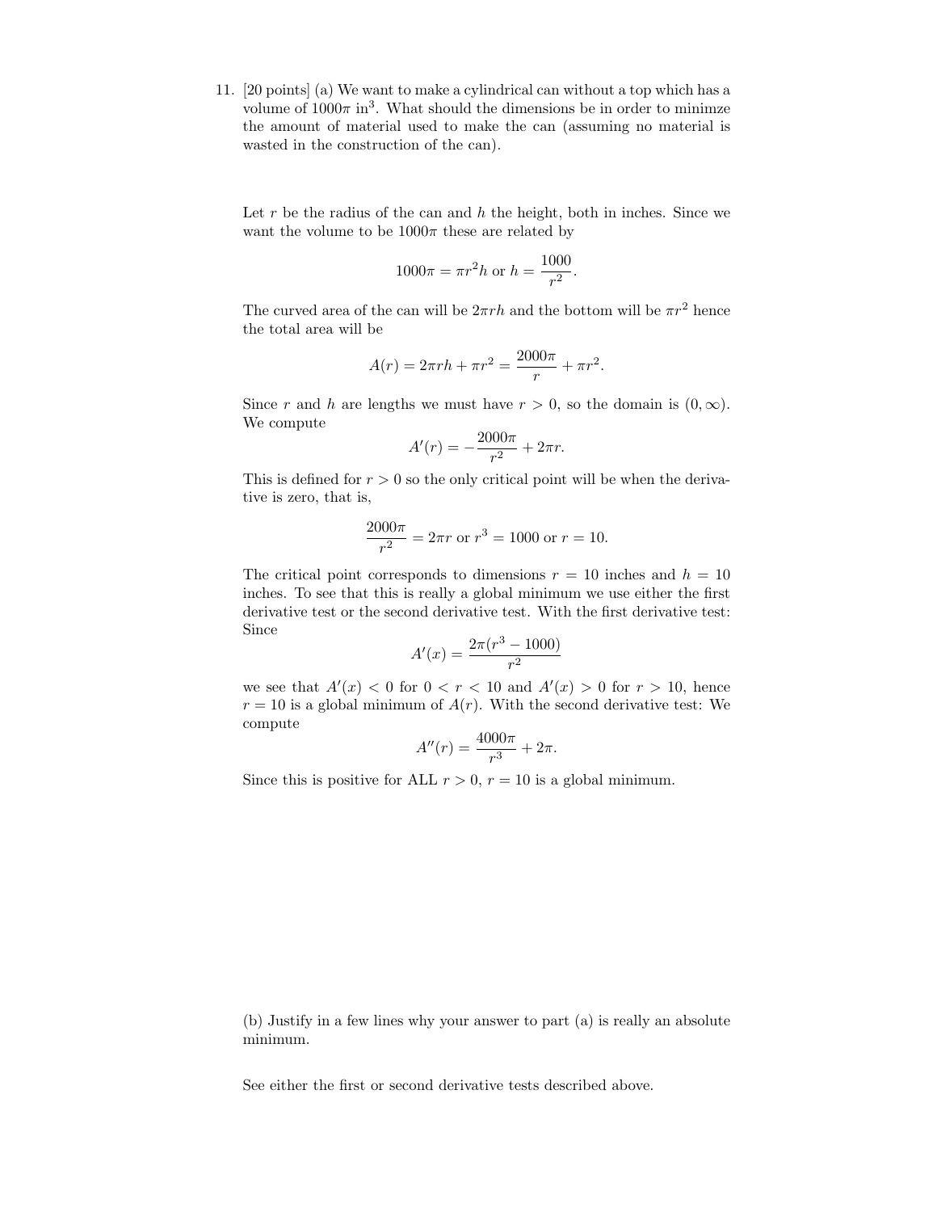11. [20 points] (a) We want to make a cylindrical can without a top which has a volume of $1000\pi$ in$^3$. What should the dimensions be in order to minimze the amount of material used to make the can (assuming no material is wasted in the construction of the can).

Let $r$ be the radius of the can and $h$ the height, both in inches. Since we want the volume to be $1000\pi$ these are related by

$$1000\pi = \pi r^2 h \text{ or } h = \frac{1000}{r^2}.$$

The curved area of the can will be $2\pi rh$ and the bottom will be $\pi r^2$ hence the total area will be

$$A(r) = 2\pi rh + \pi r^2 = \frac{2000\pi}{r} + \pi r^2.$$

Since $r$ and $h$ are lengths we must have $r > 0$, so the domain is $(0, \infty)$. We compute

$$A'(r) = -\frac{2000\pi}{r^2} + 2\pi r.$$

This is defined for $r > 0$ so the only critical point will be when the derivative is zero, that is,

$$\frac{2000\pi}{r^2} = 2\pi r \text{ or } r^3 = 1000 \text{ or } r = 10.$$

The critical point corresponds to dimensions $r = 10$ inches and $h = 10$ inches. To see that this is really a global minimum we use either the first derivative test or the second derivative test. With the first derivative test: Since

$$A'(x) = \frac{2\pi(r^3 - 1000)}{r^2}$$

we see that $A'(x) < 0$ for $0 < r < 10$ and $A'(x) > 0$ for $r > 10$, hence $r = 10$ is a global minimum of $A(r)$. With the second derivative test: We compute

$$A''(r) = \frac{4000\pi}{r^3} + 2\pi.$$

Since this is positive for ALL $r > 0$, $r = 10$ is a global minimum.

(b) Justify in a few lines why your answer to part (a) is really an absolute minimum.

See either the first or second derivative tests described above.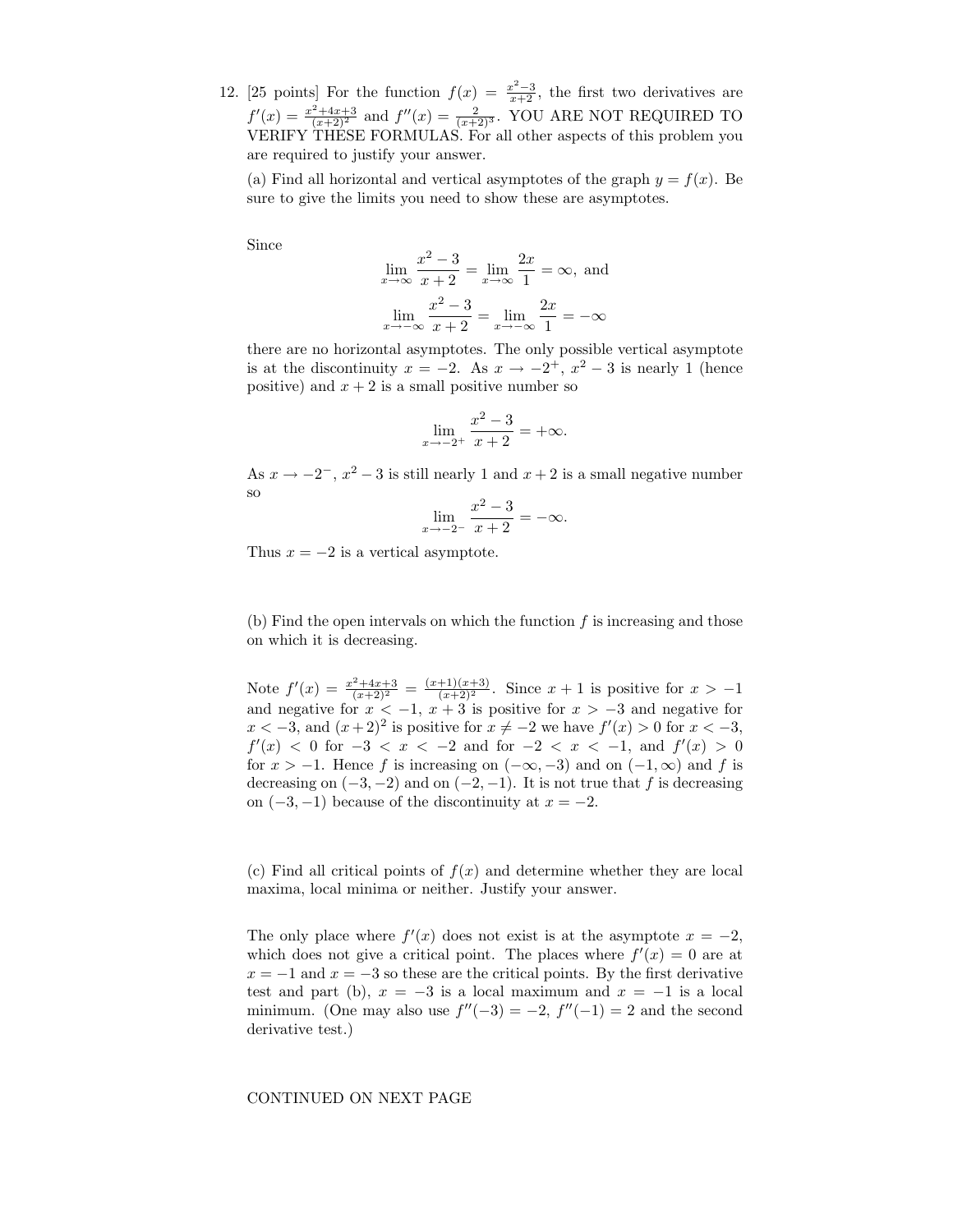12. [25 points] For the function $f(x) = \frac{x^2-3}{x+2}$, the first two derivatives are $f'(x) = \frac{x^2+4x+3}{(x+2)^2}$ and $f''(x) = \frac{2}{(x+2)^3}$. YOU ARE NOT REQUIRED TO VERIFY THESE FORMULAS. For all other aspects of this problem you are required to justify your answer.

(a) Find all horizontal and vertical asymptotes of the graph $y = f(x)$. Be sure to give the limits you need to show these are asymptotes.

Since

$$\lim_{x\to\infty} \frac{x^2-3}{x+2} = \lim_{x\to\infty} \frac{2x}{1} = \infty, \text{ and}$$

$$\lim_{x\to-\infty} \frac{x^2-3}{x+2} = \lim_{x\to-\infty} \frac{2x}{1} = -\infty$$

there are no horizontal asymptotes. The only possible vertical asymptote is at the discontinuity $x = -2$. As $x \to -2^+$, $x^2 - 3$ is nearly 1 (hence positive) and $x + 2$ is a small positive number so

$$\lim_{x\to-2^+} \frac{x^2-3}{x+2} = +\infty.$$

As $x \to -2^-$, $x^2 - 3$ is still nearly 1 and $x + 2$ is a small negative number so

$$\lim_{x\to-2^-} \frac{x^2-3}{x+2} = -\infty.$$

Thus $x = -2$ is a vertical asymptote.

(b) Find the open intervals on which the function $f$ is increasing and those on which it is decreasing.

Note $f'(x) = \frac{x^2+4x+3}{(x+2)^2} = \frac{(x+1)(x+3)}{(x+2)^2}$. Since $x + 1$ is positive for $x > -1$ and negative for $x < -1$, $x + 3$ is positive for $x > -3$ and negative for $x < -3$, and $(x + 2)^2$ is positive for $x \neq -2$ we have $f'(x) > 0$ for $x < -3$, $f'(x) < 0$ for $-3 < x < -2$ and for $-2 < x < -1$, and $f'(x) > 0$ for $x > -1$. Hence $f$ is increasing on $(-\infty, -3)$ and on $(-1, \infty)$ and $f$ is decreasing on $(-3, -2)$ and on $(-2, -1)$. It is not true that $f$ is decreasing on $(-3, -1)$ because of the discontinuity at $x = -2$.

(c) Find all critical points of $f(x)$ and determine whether they are local maxima, local minima or neither. Justify your answer.

The only place where $f'(x)$ does not exist is at the asymptote $x = -2$, which does not give a critical point. The places where $f'(x) = 0$ are at $x = -1$ and $x = -3$ so these are the critical points. By the first derivative test and part (b), $x = -3$ is a local maximum and $x = -1$ is a local minimum. (One may also use $f''(-3) = -2$, $f''(-1) = 2$ and the second derivative test.)

CONTINUED ON NEXT PAGE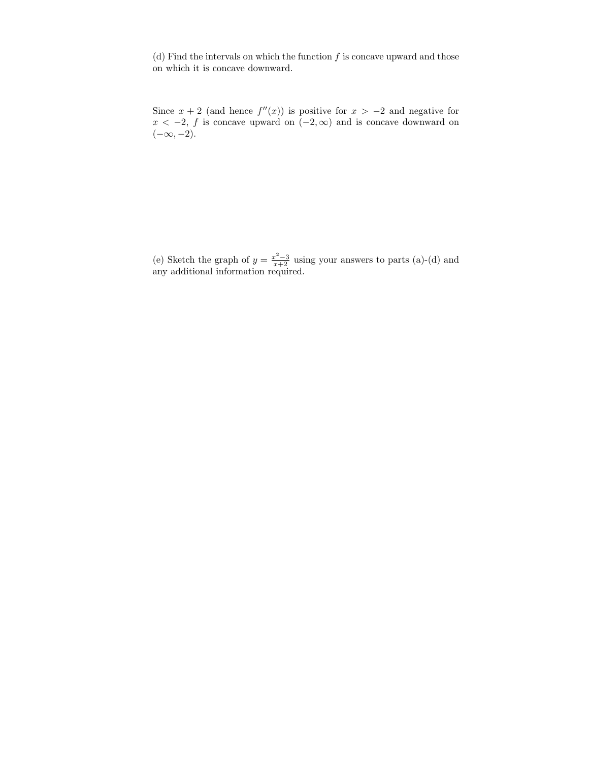(d) Find the intervals on which the function $f$ is concave upward and those on which it is concave downward.

Since $x + 2$ (and hence $f''(x)$) is positive for $x > -2$ and negative for $x < -2$, $f$ is concave upward on $(-2, \infty)$ and is concave downward on $(-\infty, -2)$.

(e) Sketch the graph of $y = \frac{x^2-3}{x+2}$ using your answers to parts (a)-(d) and any additional information required.